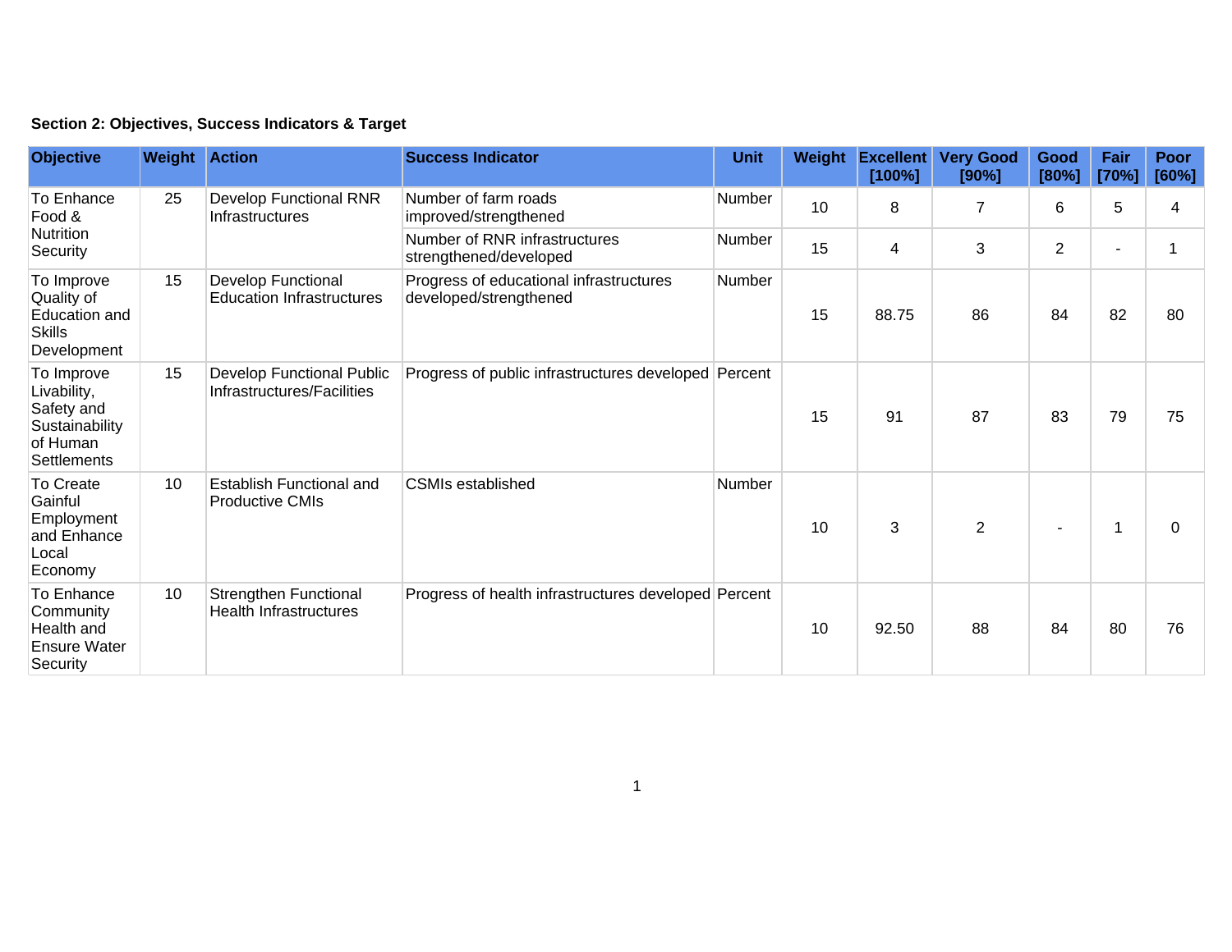**Section 2: Objectives, Success Indicators & Target**

| Objective | Weight | Action | Success Indicator | Unit | Weight | Excellent [100%] | Very Good [90%] | Good [80%] | Fair [70%] | Poor [60%] |
|---|---|---|---|---|---|---|---|---|---|---|
| To Enhance Food & Nutrition Security | 25 | Develop Functional RNR Infrastructures | Number of farm roads improved/strengthened | Number | 10 | 8 | 7 | 6 | 5 | 4 |
| | | | Number of RNR infrastructures strengthened/developed | Number | 15 | 4 | 3 | 2 | - | 1 |
| To Improve Quality of Education and Skills Development | 15 | Develop Functional Education Infrastructures | Progress of educational infrastructures developed/strengthened | Number | 15 | 88.75 | 86 | 84 | 82 | 80 |
| To Improve Livability, Safety and Sustainability of Human Settlements | 15 | Develop Functional Public Infrastructures/Facilities | Progress of public infrastructures developed | Percent | 15 | 91 | 87 | 83 | 79 | 75 |
| To Create Gainful Employment and Enhance Local Economy | 10 | Establish Functional and Productive CMIs | CSMIs established | Number | 10 | 3 | 2 | - | 1 | 0 |
| To Enhance Community Health and Ensure Water Security | 10 | Strengthen Functional Health Infrastructures | Progress of health infrastructures developed | Percent | 10 | 92.50 | 88 | 84 | 80 | 76 |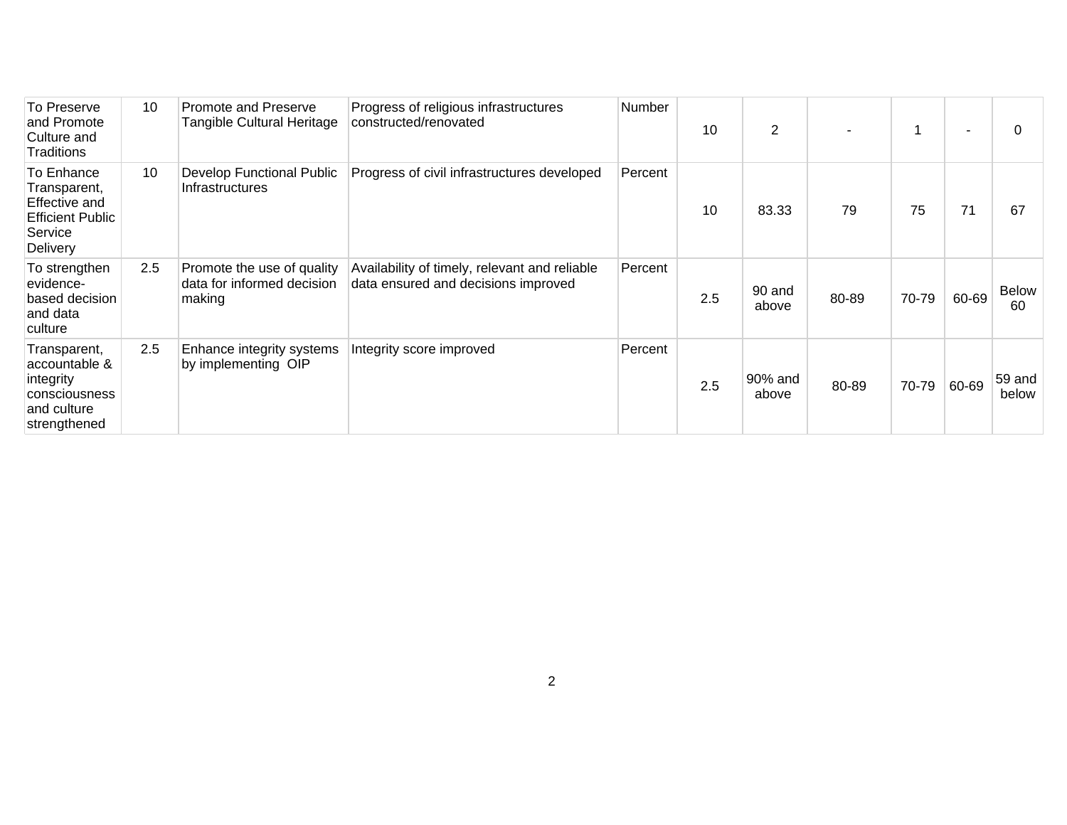| | | | | | | | | | | |
|---|---|---|---|---|---|---|---|---|---|---|
| To Preserve and Promote Culture and Traditions | 10 | Promote and Preserve Tangible Cultural Heritage | Progress of religious infrastructures constructed/renovated | Number | 10 | 2 | - | 1 | - | 0 |
| To Enhance Transparent, Effective and Efficient Public Service Delivery | 10 | Develop Functional Public Infrastructures | Progress of civil infrastructures developed | Percent | 10 | 83.33 | 79 | 75 | 71 | 67 |
| To strengthen evidence-based decision and data culture | 2.5 | Promote the use of quality data for informed decision making | Availability of timely, relevant and reliable data ensured and decisions improved | Percent | 2.5 | 90 and above | 80-89 | 70-79 | 60-69 | Below 60 |
| Transparent, accountable & integrity consciousness and culture strengthened | 2.5 | Enhance integrity systems by implementing OIP | Integrity score improved | Percent | 2.5 | 90% and above | 80-89 | 70-79 | 60-69 | 59 and below |